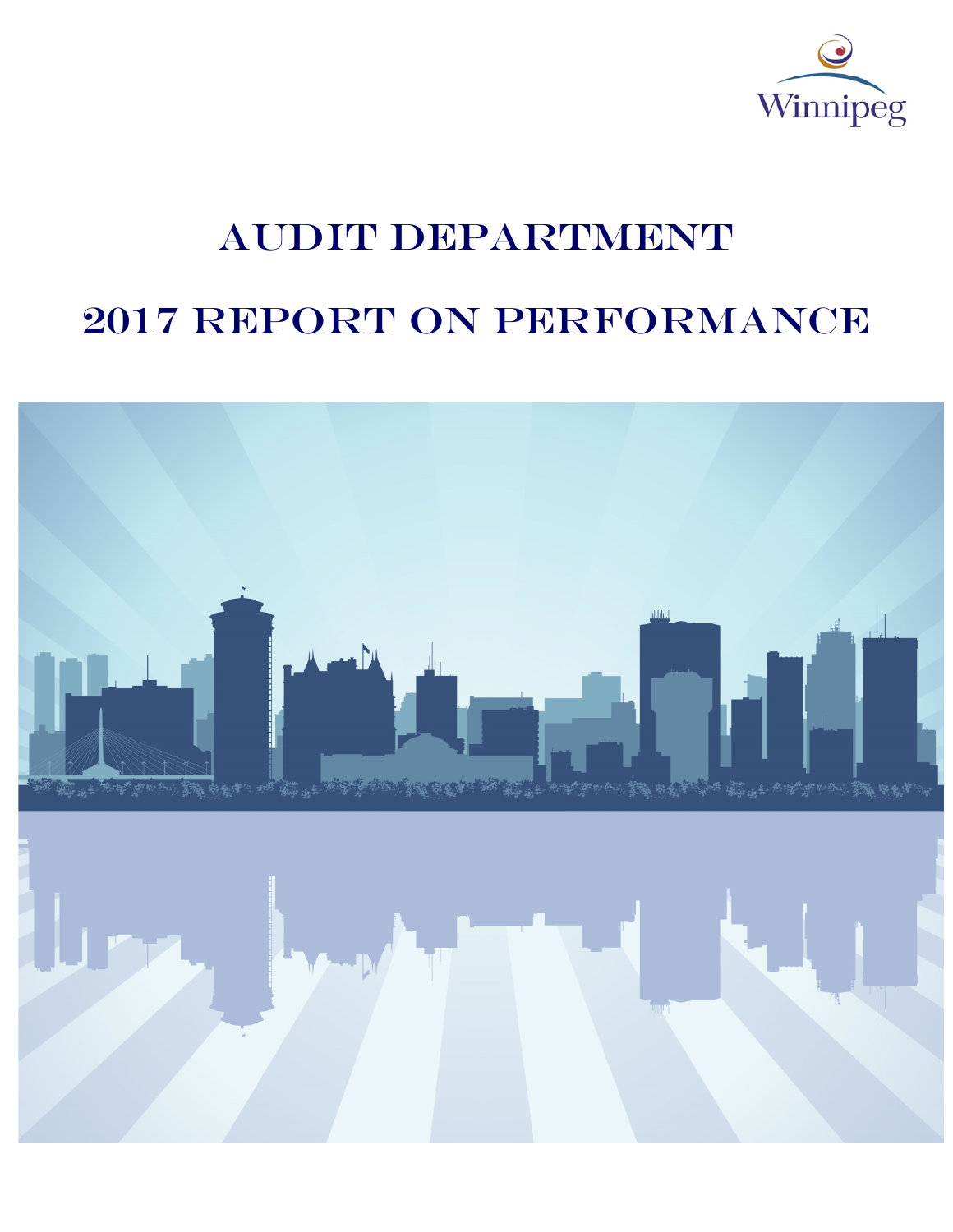Winnipeg

# AUDIT DEPARTMENT

# 2017 REPORT ON PERFORMANCE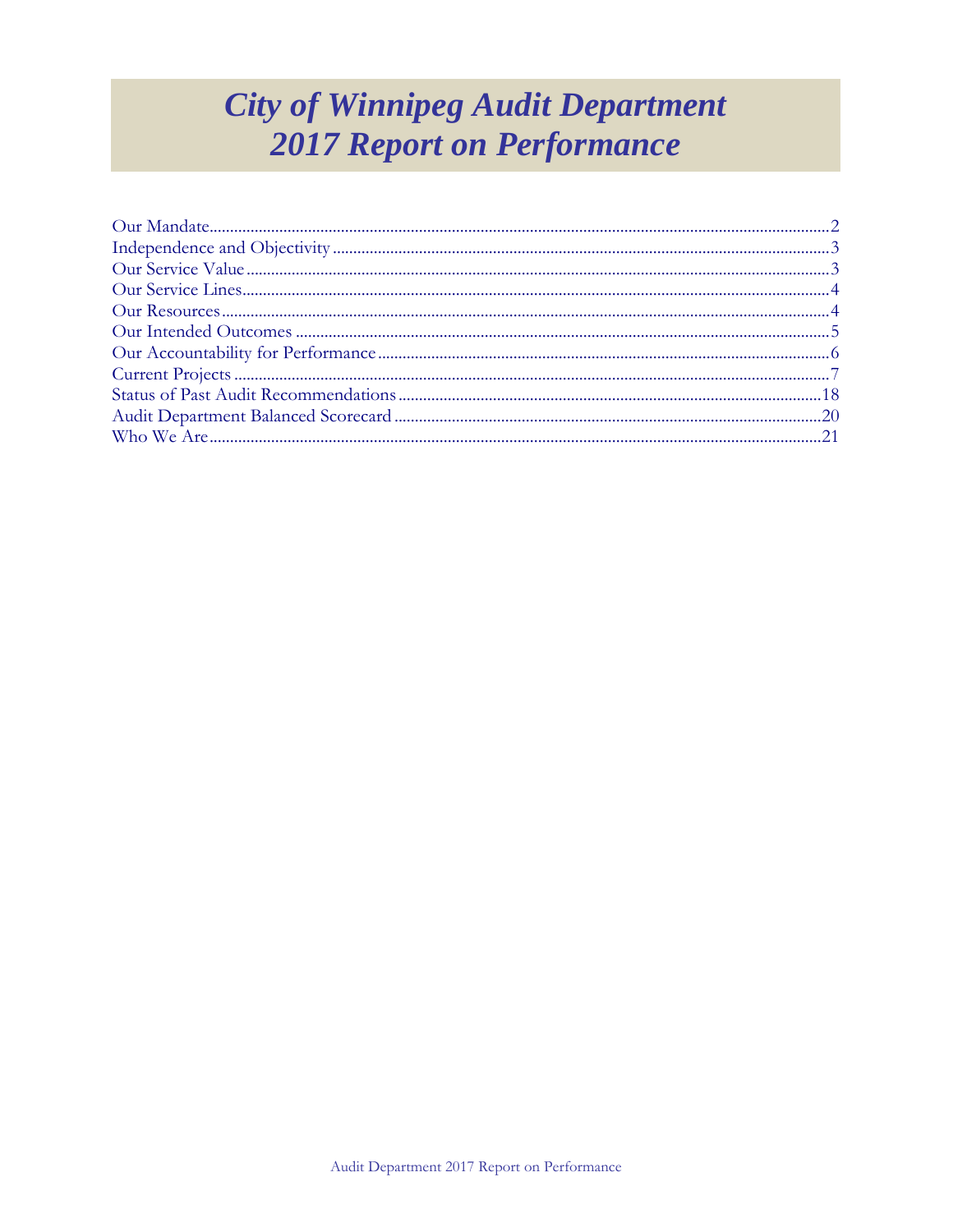# City of Winnipeg Audit Department 2017 Report on Performance

Our Mandate.....2
Independence and Objectivity.....3
Our Service Value.....3
Our Service Lines.....4
Our Resources.....4
Our Intended Outcomes.....5
Our Accountability for Performance.....6
Current Projects.....7
Status of Past Audit Recommendations.....18
Audit Department Balanced Scorecard.....20
Who We Are.....21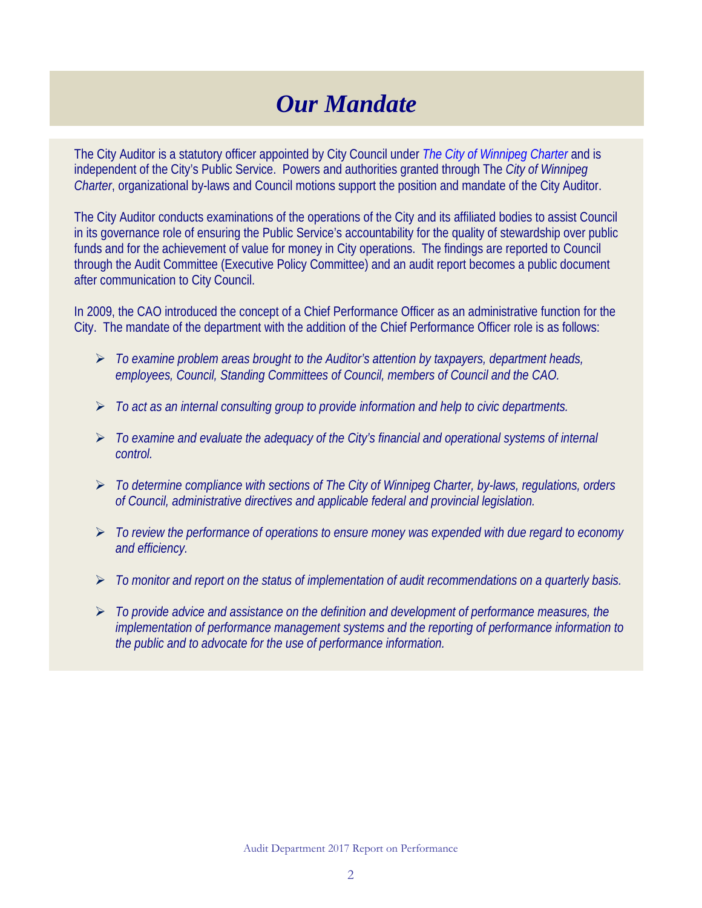# *Our Mandate*

The City Auditor is a statutory officer appointed by City Council under *The City of Winnipeg Charter* and is independent of the City's Public Service. Powers and authorities granted through The *City of Winnipeg Charter*, organizational by-laws and Council motions support the position and mandate of the City Auditor.

The City Auditor conducts examinations of the operations of the City and its affiliated bodies to assist Council in its governance role of ensuring the Public Service's accountability for the quality of stewardship over public funds and for the achievement of value for money in City operations. The findings are reported to Council through the Audit Committee (Executive Policy Committee) and an audit report becomes a public document after communication to City Council.

In 2009, the CAO introduced the concept of a Chief Performance Officer as an administrative function for the City. The mandate of the department with the addition of the Chief Performance Officer role is as follows:

- *To examine problem areas brought to the Auditor's attention by taxpayers, department heads, employees, Council, Standing Committees of Council, members of Council and the CAO.*
- *To act as an internal consulting group to provide information and help to civic departments.*
- *To examine and evaluate the adequacy of the City's financial and operational systems of internal control.*
- *To determine compliance with sections of The City of Winnipeg Charter, by-laws, regulations, orders of Council, administrative directives and applicable federal and provincial legislation.*
- *To review the performance of operations to ensure money was expended with due regard to economy and efficiency.*
- *To monitor and report on the status of implementation of audit recommendations on a quarterly basis.*
- *To provide advice and assistance on the definition and development of performance measures, the implementation of performance management systems and the reporting of performance information to the public and to advocate for the use of performance information.*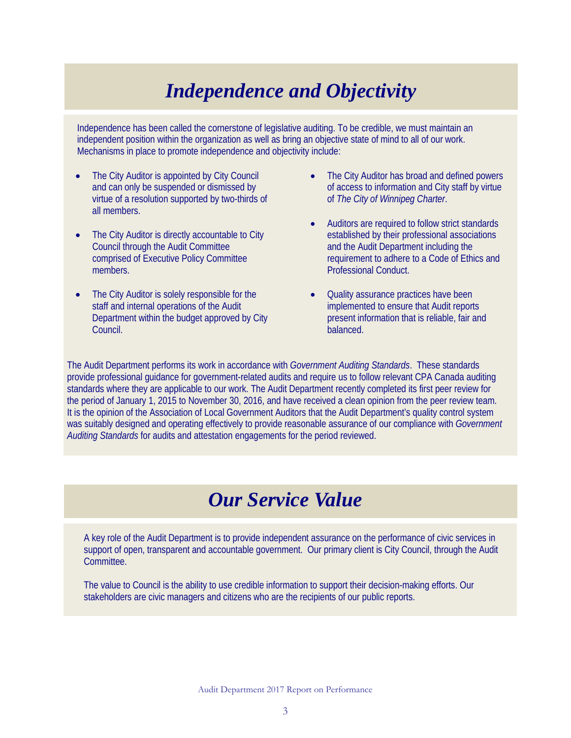# *Independence and Objectivity*

Independence has been called the cornerstone of legislative auditing. To be credible, we must maintain an independent position within the organization as well as bring an objective state of mind to all of our work. Mechanisms in place to promote independence and objectivity include:

- The City Auditor is appointed by City Council and can only be suspended or dismissed by virtue of a resolution supported by two-thirds of all members.
- The City Auditor is directly accountable to City Council through the Audit Committee comprised of Executive Policy Committee members.
- The City Auditor is solely responsible for the staff and internal operations of the Audit Department within the budget approved by City Council.
- The City Auditor has broad and defined powers of access to information and City staff by virtue of *The City of Winnipeg Charter*.
- Auditors are required to follow strict standards established by their professional associations and the Audit Department including the requirement to adhere to a Code of Ethics and Professional Conduct.
- Quality assurance practices have been implemented to ensure that Audit reports present information that is reliable, fair and balanced.

The Audit Department performs its work in accordance with *Government Auditing Standards*. These standards provide professional guidance for government-related audits and require us to follow relevant CPA Canada auditing standards where they are applicable to our work. The Audit Department recently completed its first peer review for the period of January 1, 2015 to November 30, 2016, and have received a clean opinion from the peer review team. It is the opinion of the Association of Local Government Auditors that the Audit Department's quality control system was suitably designed and operating effectively to provide reasonable assurance of our compliance with *Government Auditing Standards* for audits and attestation engagements for the period reviewed.

# *Our Service Value*

A key role of the Audit Department is to provide independent assurance on the performance of civic services in support of open, transparent and accountable government. Our primary client is City Council, through the Audit Committee.

The value to Council is the ability to use credible information to support their decision-making efforts. Our stakeholders are civic managers and citizens who are the recipients of our public reports.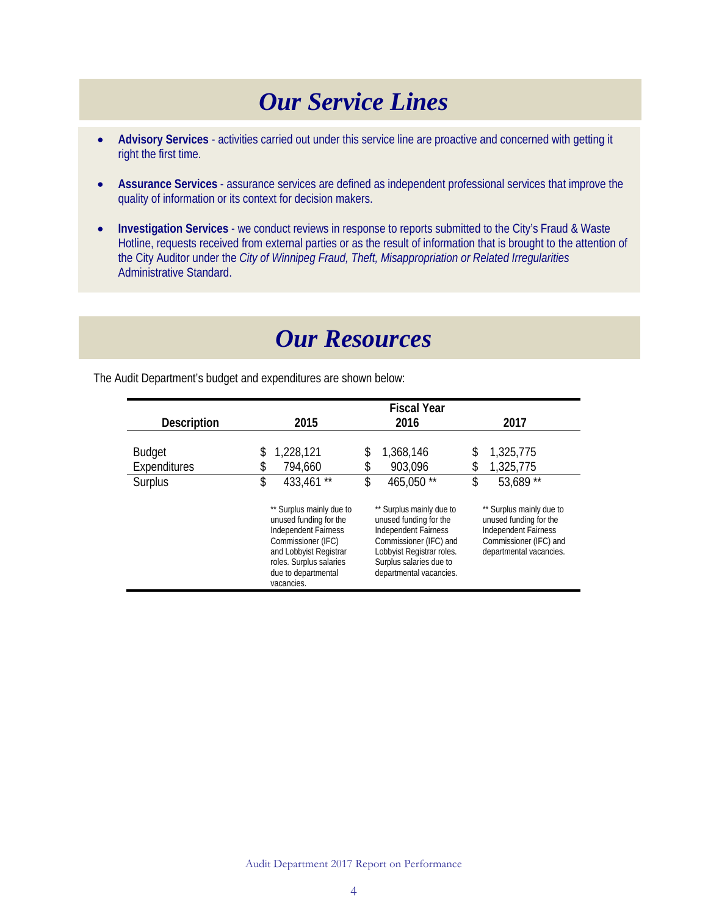# *Our Service Lines*

- **Advisory Services** - activities carried out under this service line are proactive and concerned with getting it right the first time.
- **Assurance Services** - assurance services are defined as independent professional services that improve the quality of information or its context for decision makers.
- **Investigation Services** - we conduct reviews in response to reports submitted to the City's Fraud & Waste Hotline, requests received from external parties or as the result of information that is brought to the attention of the City Auditor under the *City of Winnipeg Fraud, Theft, Misappropriation or Related Irregularities* Administrative Standard.

# *Our Resources*

The Audit Department's budget and expenditures are shown below:

| Description | Fiscal Year 2015 | Fiscal Year 2016 | Fiscal Year 2017 |
|---|---|---|---|
| Budget | $ 1,228,121 | $ 1,368,146 | $ 1,325,775 |
| Expenditures | $ 794,660 | $ 903,096 | $ 1,325,775 |
| Surplus | $ 433,461 ** | $ 465,050 ** | $ 53,689 ** |
| | ** Surplus mainly due to unused funding for the Independent Fairness Commissioner (IFC) and Lobbyist Registrar roles. Surplus salaries due to departmental vacancies. | ** Surplus mainly due to unused funding for the Independent Fairness Commissioner (IFC) and Lobbyist Registrar roles. Surplus salaries due to departmental vacancies. | ** Surplus mainly due to unused funding for the Independent Fairness Commissioner (IFC) and departmental vacancies. |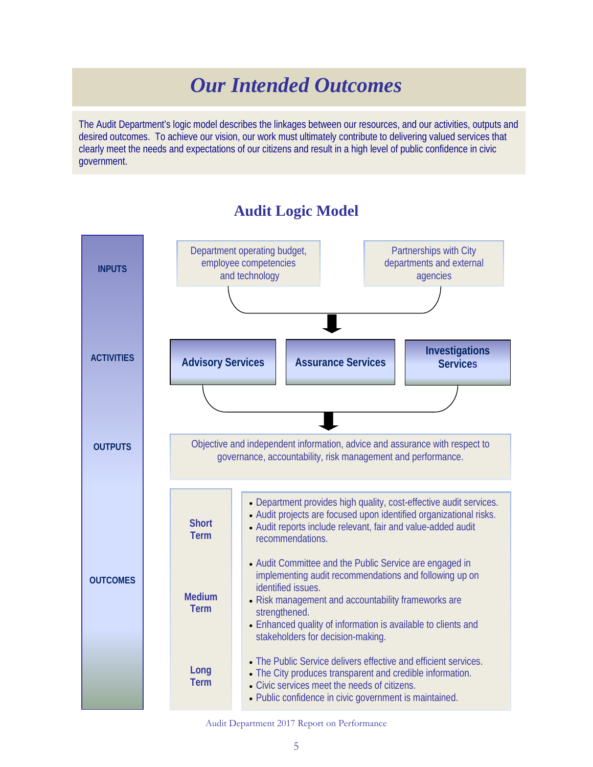# Our Intended Outcomes

The Audit Department's logic model describes the linkages between our resources, and our activities, outputs and desired outcomes. To achieve our vision, our work must ultimately contribute to delivering valued services that clearly meet the needs and expectations of our citizens and result in a high level of public confidence in civic government.

## Audit Logic Model

**INPUTS**

- Department operating budget, employee competencies and technology
- Partnerships with City departments and external agencies

**ACTIVITIES**

- **Advisory Services**
- **Assurance Services**
- **Investigations Services**

**OUTPUTS**

Objective and independent information, advice and assurance with respect to governance, accountability, risk management and performance.

**OUTCOMES**

**Short Term**

- Department provides high quality, cost-effective audit services.
- Audit projects are focused upon identified organizational risks.
- Audit reports include relevant, fair and value-added audit recommendations.

**Medium Term**

- Audit Committee and the Public Service are engaged in implementing audit recommendations and following up on identified issues.
- Risk management and accountability frameworks are strengthened.
- Enhanced quality of information is available to clients and stakeholders for decision-making.

**Long Term**

- The Public Service delivers effective and efficient services.
- The City produces transparent and credible information.
- Civic services meet the needs of citizens.
- Public confidence in civic government is maintained.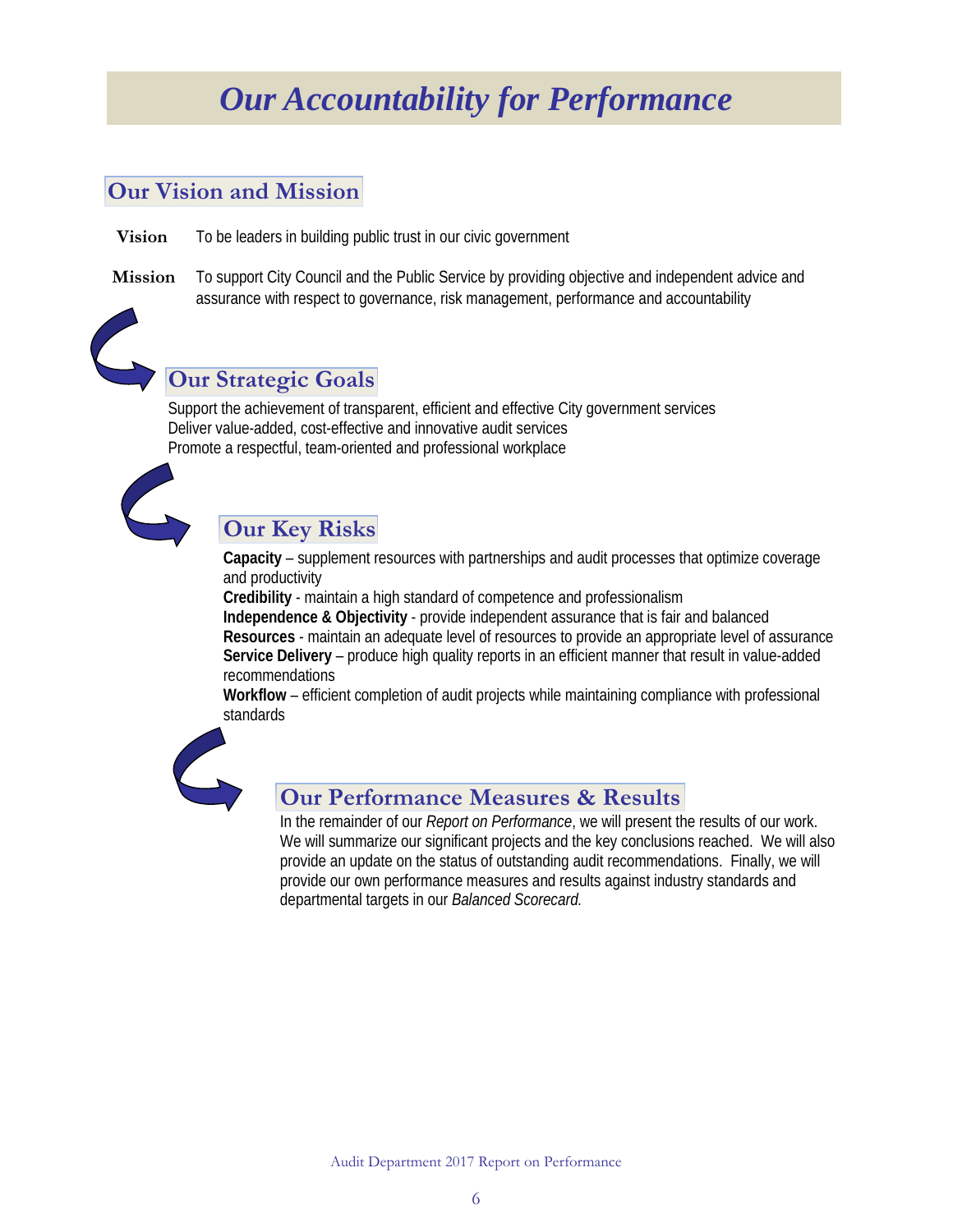# Our Accountability for Performance

## Our Vision and Mission

**Vision** To be leaders in building public trust in our civic government

**Mission** To support City Council and the Public Service by providing objective and independent advice and assurance with respect to governance, risk management, performance and accountability

## Our Strategic Goals

Support the achievement of transparent, efficient and effective City government services
Deliver value-added, cost-effective and innovative audit services
Promote a respectful, team-oriented and professional workplace

## Our Key Risks

**Capacity** – supplement resources with partnerships and audit processes that optimize coverage and productivity
**Credibility** - maintain a high standard of competence and professionalism
**Independence & Objectivity** - provide independent assurance that is fair and balanced
**Resources** - maintain an adequate level of resources to provide an appropriate level of assurance
**Service Delivery** – produce high quality reports in an efficient manner that result in value-added recommendations
**Workflow** – efficient completion of audit projects while maintaining compliance with professional standards

## Our Performance Measures & Results

In the remainder of our *Report on Performance*, we will present the results of our work. We will summarize our significant projects and the key conclusions reached. We will also provide an update on the status of outstanding audit recommendations. Finally, we will provide our own performance measures and results against industry standards and departmental targets in our *Balanced Scorecard.*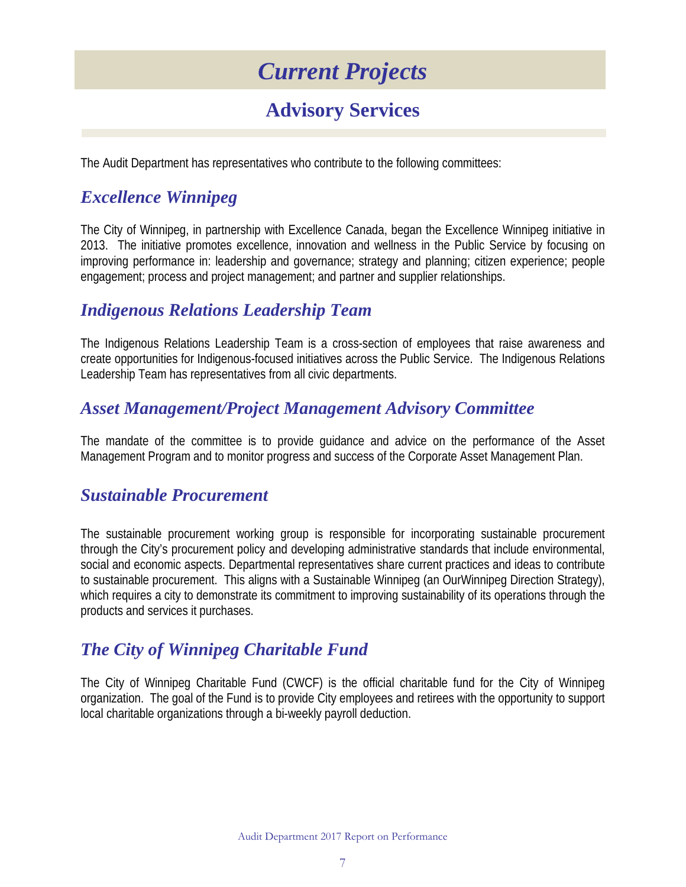# *Current Projects*

## Advisory Services

The Audit Department has representatives who contribute to the following committees:

### *Excellence Winnipeg*

The City of Winnipeg, in partnership with Excellence Canada, began the Excellence Winnipeg initiative in 2013. The initiative promotes excellence, innovation and wellness in the Public Service by focusing on improving performance in: leadership and governance; strategy and planning; citizen experience; people engagement; process and project management; and partner and supplier relationships.

### *Indigenous Relations Leadership Team*

The Indigenous Relations Leadership Team is a cross-section of employees that raise awareness and create opportunities for Indigenous-focused initiatives across the Public Service. The Indigenous Relations Leadership Team has representatives from all civic departments.

### *Asset Management/Project Management Advisory Committee*

The mandate of the committee is to provide guidance and advice on the performance of the Asset Management Program and to monitor progress and success of the Corporate Asset Management Plan.

### *Sustainable Procurement*

The sustainable procurement working group is responsible for incorporating sustainable procurement through the City's procurement policy and developing administrative standards that include environmental, social and economic aspects. Departmental representatives share current practices and ideas to contribute to sustainable procurement. This aligns with a Sustainable Winnipeg (an OurWinnipeg Direction Strategy), which requires a city to demonstrate its commitment to improving sustainability of its operations through the products and services it purchases.

### *The City of Winnipeg Charitable Fund*

The City of Winnipeg Charitable Fund (CWCF) is the official charitable fund for the City of Winnipeg organization. The goal of the Fund is to provide City employees and retirees with the opportunity to support local charitable organizations through a bi-weekly payroll deduction.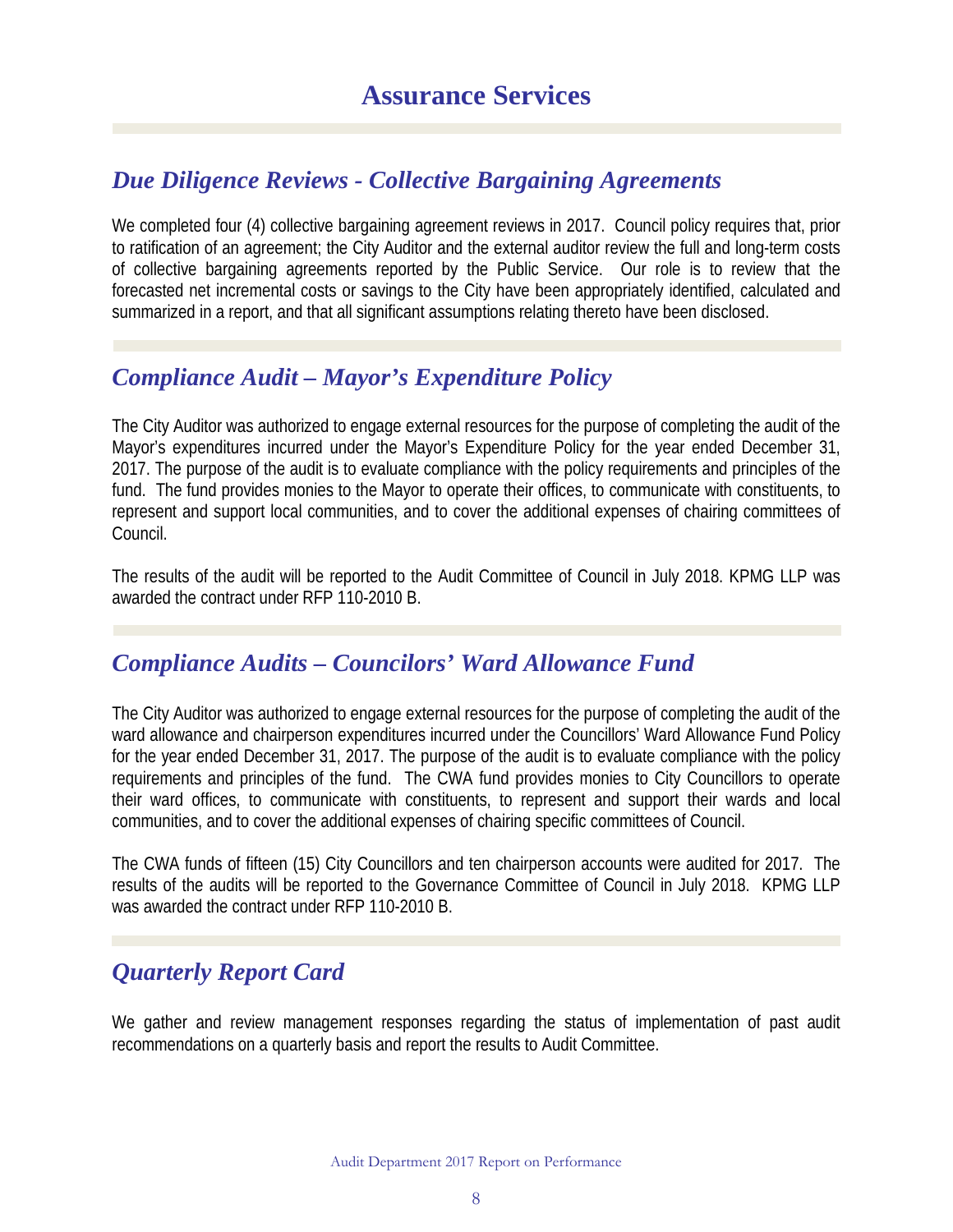# Assurance Services

## *Due Diligence Reviews - Collective Bargaining Agreements*

We completed four (4) collective bargaining agreement reviews in 2017. Council policy requires that, prior to ratification of an agreement; the City Auditor and the external auditor review the full and long-term costs of collective bargaining agreements reported by the Public Service. Our role is to review that the forecasted net incremental costs or savings to the City have been appropriately identified, calculated and summarized in a report, and that all significant assumptions relating thereto have been disclosed.

## *Compliance Audit – Mayor's Expenditure Policy*

The City Auditor was authorized to engage external resources for the purpose of completing the audit of the Mayor's expenditures incurred under the Mayor's Expenditure Policy for the year ended December 31, 2017. The purpose of the audit is to evaluate compliance with the policy requirements and principles of the fund. The fund provides monies to the Mayor to operate their offices, to communicate with constituents, to represent and support local communities, and to cover the additional expenses of chairing committees of Council.

The results of the audit will be reported to the Audit Committee of Council in July 2018. KPMG LLP was awarded the contract under RFP 110-2010 B.

## *Compliance Audits – Councilors' Ward Allowance Fund*

The City Auditor was authorized to engage external resources for the purpose of completing the audit of the ward allowance and chairperson expenditures incurred under the Councillors' Ward Allowance Fund Policy for the year ended December 31, 2017. The purpose of the audit is to evaluate compliance with the policy requirements and principles of the fund. The CWA fund provides monies to City Councillors to operate their ward offices, to communicate with constituents, to represent and support their wards and local communities, and to cover the additional expenses of chairing specific committees of Council.

The CWA funds of fifteen (15) City Councillors and ten chairperson accounts were audited for 2017. The results of the audits will be reported to the Governance Committee of Council in July 2018. KPMG LLP was awarded the contract under RFP 110-2010 B.

## *Quarterly Report Card*

We gather and review management responses regarding the status of implementation of past audit recommendations on a quarterly basis and report the results to Audit Committee.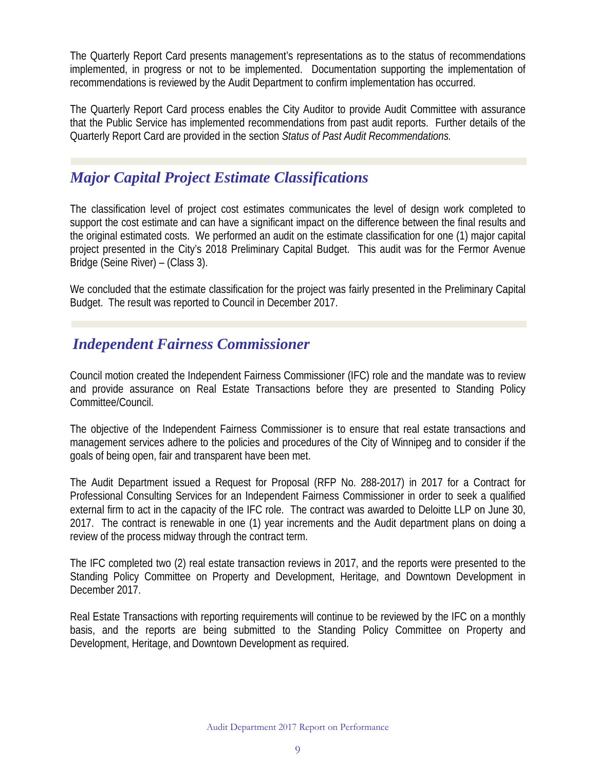The Quarterly Report Card presents management's representations as to the status of recommendations implemented, in progress or not to be implemented. Documentation supporting the implementation of recommendations is reviewed by the Audit Department to confirm implementation has occurred.

The Quarterly Report Card process enables the City Auditor to provide Audit Committee with assurance that the Public Service has implemented recommendations from past audit reports. Further details of the Quarterly Report Card are provided in the section *Status of Past Audit Recommendations.*

## *Major Capital Project Estimate Classifications*

The classification level of project cost estimates communicates the level of design work completed to support the cost estimate and can have a significant impact on the difference between the final results and the original estimated costs. We performed an audit on the estimate classification for one (1) major capital project presented in the City's 2018 Preliminary Capital Budget. This audit was for the Fermor Avenue Bridge (Seine River) – (Class 3).

We concluded that the estimate classification for the project was fairly presented in the Preliminary Capital Budget. The result was reported to Council in December 2017.

## *Independent Fairness Commissioner*

Council motion created the Independent Fairness Commissioner (IFC) role and the mandate was to review and provide assurance on Real Estate Transactions before they are presented to Standing Policy Committee/Council.

The objective of the Independent Fairness Commissioner is to ensure that real estate transactions and management services adhere to the policies and procedures of the City of Winnipeg and to consider if the goals of being open, fair and transparent have been met.

The Audit Department issued a Request for Proposal (RFP No. 288-2017) in 2017 for a Contract for Professional Consulting Services for an Independent Fairness Commissioner in order to seek a qualified external firm to act in the capacity of the IFC role. The contract was awarded to Deloitte LLP on June 30, 2017. The contract is renewable in one (1) year increments and the Audit department plans on doing a review of the process midway through the contract term.

The IFC completed two (2) real estate transaction reviews in 2017, and the reports were presented to the Standing Policy Committee on Property and Development, Heritage, and Downtown Development in December 2017.

Real Estate Transactions with reporting requirements will continue to be reviewed by the IFC on a monthly basis, and the reports are being submitted to the Standing Policy Committee on Property and Development, Heritage, and Downtown Development as required.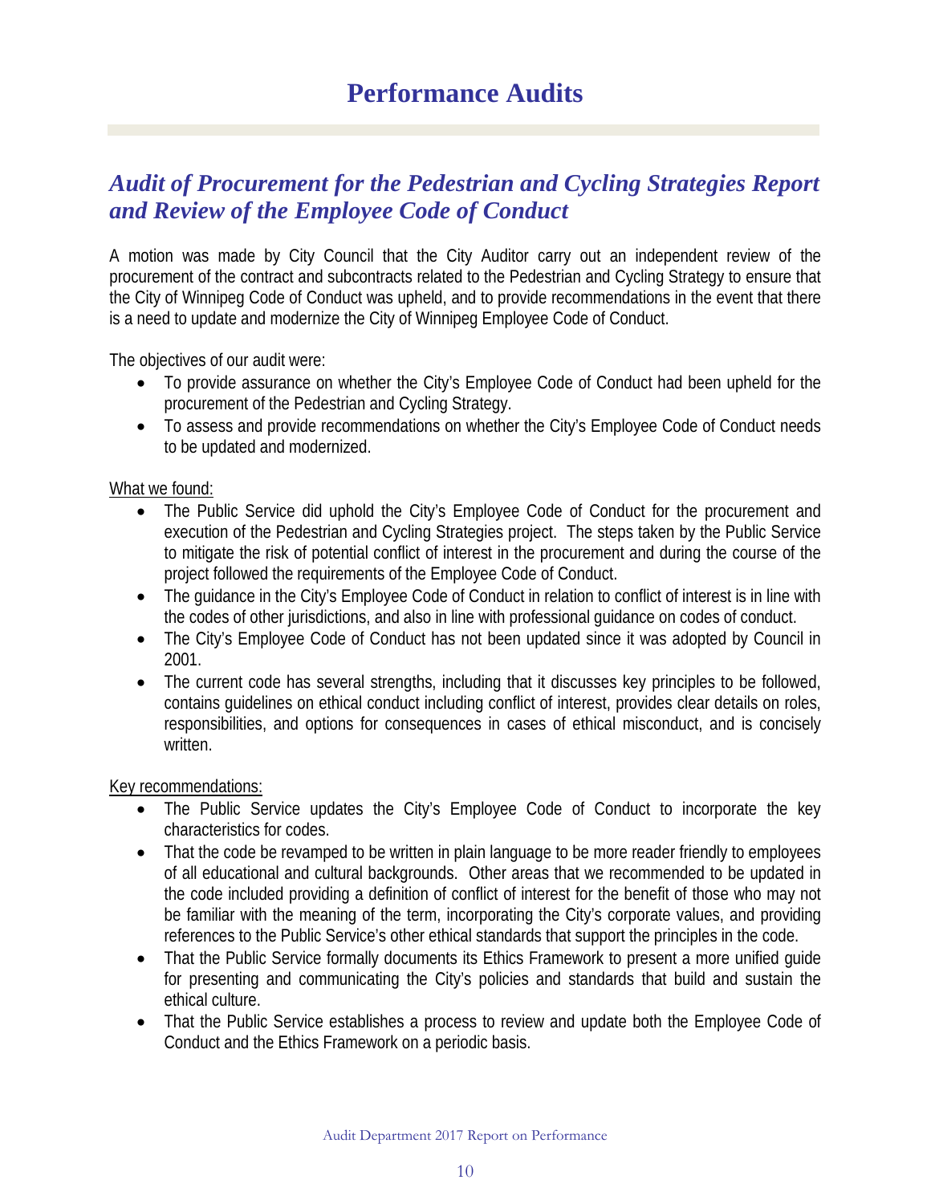# Performance Audits

## *Audit of Procurement for the Pedestrian and Cycling Strategies Report and Review of the Employee Code of Conduct*

A motion was made by City Council that the City Auditor carry out an independent review of the procurement of the contract and subcontracts related to the Pedestrian and Cycling Strategy to ensure that the City of Winnipeg Code of Conduct was upheld, and to provide recommendations in the event that there is a need to update and modernize the City of Winnipeg Employee Code of Conduct.

The objectives of our audit were:

- To provide assurance on whether the City's Employee Code of Conduct had been upheld for the procurement of the Pedestrian and Cycling Strategy.
- To assess and provide recommendations on whether the City's Employee Code of Conduct needs to be updated and modernized.

<u>What we found:</u>

- The Public Service did uphold the City's Employee Code of Conduct for the procurement and execution of the Pedestrian and Cycling Strategies project. The steps taken by the Public Service to mitigate the risk of potential conflict of interest in the procurement and during the course of the project followed the requirements of the Employee Code of Conduct.
- The guidance in the City's Employee Code of Conduct in relation to conflict of interest is in line with the codes of other jurisdictions, and also in line with professional guidance on codes of conduct.
- The City's Employee Code of Conduct has not been updated since it was adopted by Council in 2001.
- The current code has several strengths, including that it discusses key principles to be followed, contains guidelines on ethical conduct including conflict of interest, provides clear details on roles, responsibilities, and options for consequences in cases of ethical misconduct, and is concisely written.

<u>Key recommendations:</u>

- The Public Service updates the City's Employee Code of Conduct to incorporate the key characteristics for codes.
- That the code be revamped to be written in plain language to be more reader friendly to employees of all educational and cultural backgrounds. Other areas that we recommended to be updated in the code included providing a definition of conflict of interest for the benefit of those who may not be familiar with the meaning of the term, incorporating the City's corporate values, and providing references to the Public Service's other ethical standards that support the principles in the code.
- That the Public Service formally documents its Ethics Framework to present a more unified guide for presenting and communicating the City's policies and standards that build and sustain the ethical culture.
- That the Public Service establishes a process to review and update both the Employee Code of Conduct and the Ethics Framework on a periodic basis.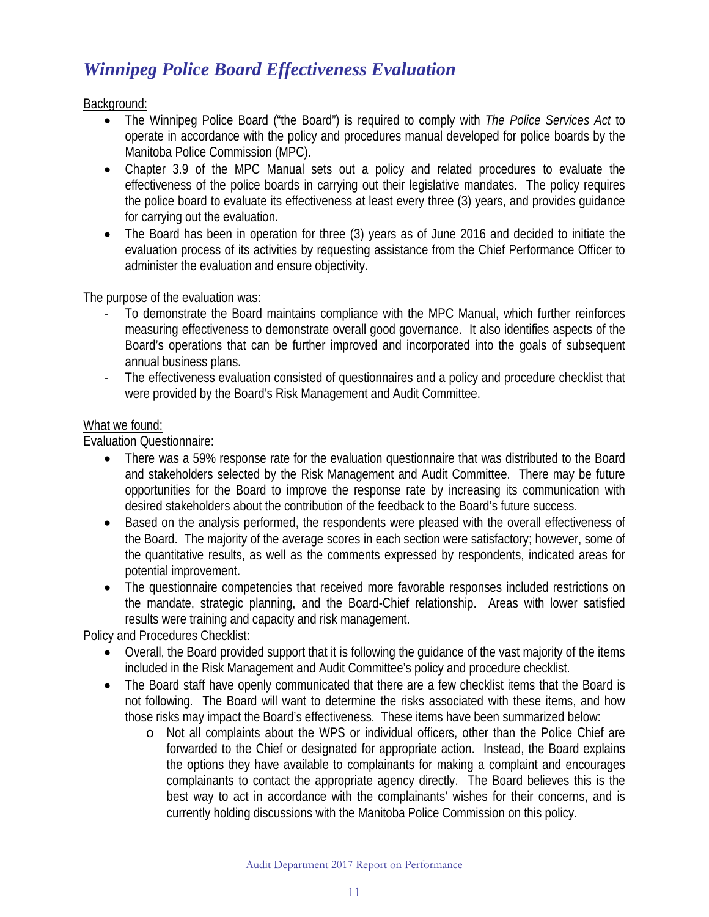## *Winnipeg Police Board Effectiveness Evaluation*

Background:

- The Winnipeg Police Board ("the Board") is required to comply with *The Police Services Act* to operate in accordance with the policy and procedures manual developed for police boards by the Manitoba Police Commission (MPC).
- Chapter 3.9 of the MPC Manual sets out a policy and related procedures to evaluate the effectiveness of the police boards in carrying out their legislative mandates. The policy requires the police board to evaluate its effectiveness at least every three (3) years, and provides guidance for carrying out the evaluation.
- The Board has been in operation for three (3) years as of June 2016 and decided to initiate the evaluation process of its activities by requesting assistance from the Chief Performance Officer to administer the evaluation and ensure objectivity.

The purpose of the evaluation was:

- To demonstrate the Board maintains compliance with the MPC Manual, which further reinforces measuring effectiveness to demonstrate overall good governance. It also identifies aspects of the Board's operations that can be further improved and incorporated into the goals of subsequent annual business plans.
- The effectiveness evaluation consisted of questionnaires and a policy and procedure checklist that were provided by the Board's Risk Management and Audit Committee.

What we found:

Evaluation Questionnaire:

- There was a 59% response rate for the evaluation questionnaire that was distributed to the Board and stakeholders selected by the Risk Management and Audit Committee. There may be future opportunities for the Board to improve the response rate by increasing its communication with desired stakeholders about the contribution of the feedback to the Board's future success.
- Based on the analysis performed, the respondents were pleased with the overall effectiveness of the Board. The majority of the average scores in each section were satisfactory; however, some of the quantitative results, as well as the comments expressed by respondents, indicated areas for potential improvement.
- The questionnaire competencies that received more favorable responses included restrictions on the mandate, strategic planning, and the Board-Chief relationship. Areas with lower satisfied results were training and capacity and risk management.

Policy and Procedures Checklist:

- Overall, the Board provided support that it is following the guidance of the vast majority of the items included in the Risk Management and Audit Committee's policy and procedure checklist.
- The Board staff have openly communicated that there are a few checklist items that the Board is not following. The Board will want to determine the risks associated with these items, and how those risks may impact the Board's effectiveness. These items have been summarized below:
    - Not all complaints about the WPS or individual officers, other than the Police Chief are forwarded to the Chief or designated for appropriate action. Instead, the Board explains the options they have available to complainants for making a complaint and encourages complainants to contact the appropriate agency directly. The Board believes this is the best way to act in accordance with the complainants' wishes for their concerns, and is currently holding discussions with the Manitoba Police Commission on this policy.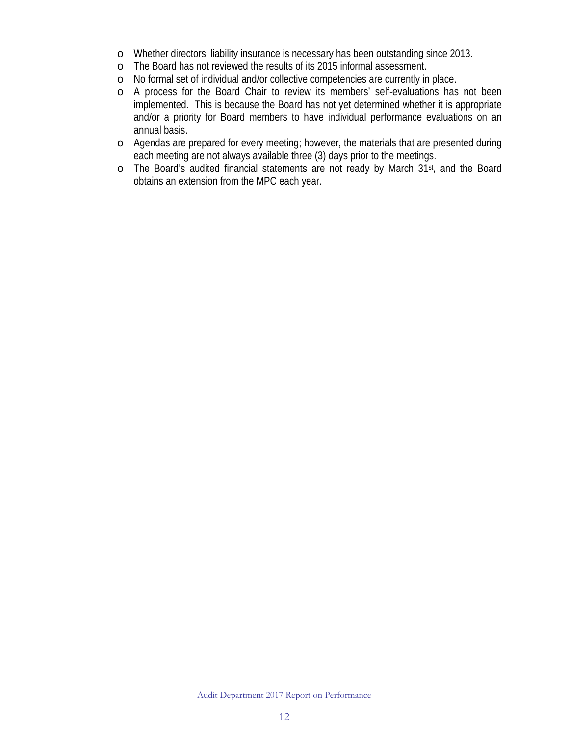- Whether directors' liability insurance is necessary has been outstanding since 2013.
- The Board has not reviewed the results of its 2015 informal assessment.
- No formal set of individual and/or collective competencies are currently in place.
- A process for the Board Chair to review its members' self-evaluations has not been implemented. This is because the Board has not yet determined whether it is appropriate and/or a priority for Board members to have individual performance evaluations on an annual basis.
- Agendas are prepared for every meeting; however, the materials that are presented during each meeting are not always available three (3) days prior to the meetings.
- The Board's audited financial statements are not ready by March 31st, and the Board obtains an extension from the MPC each year.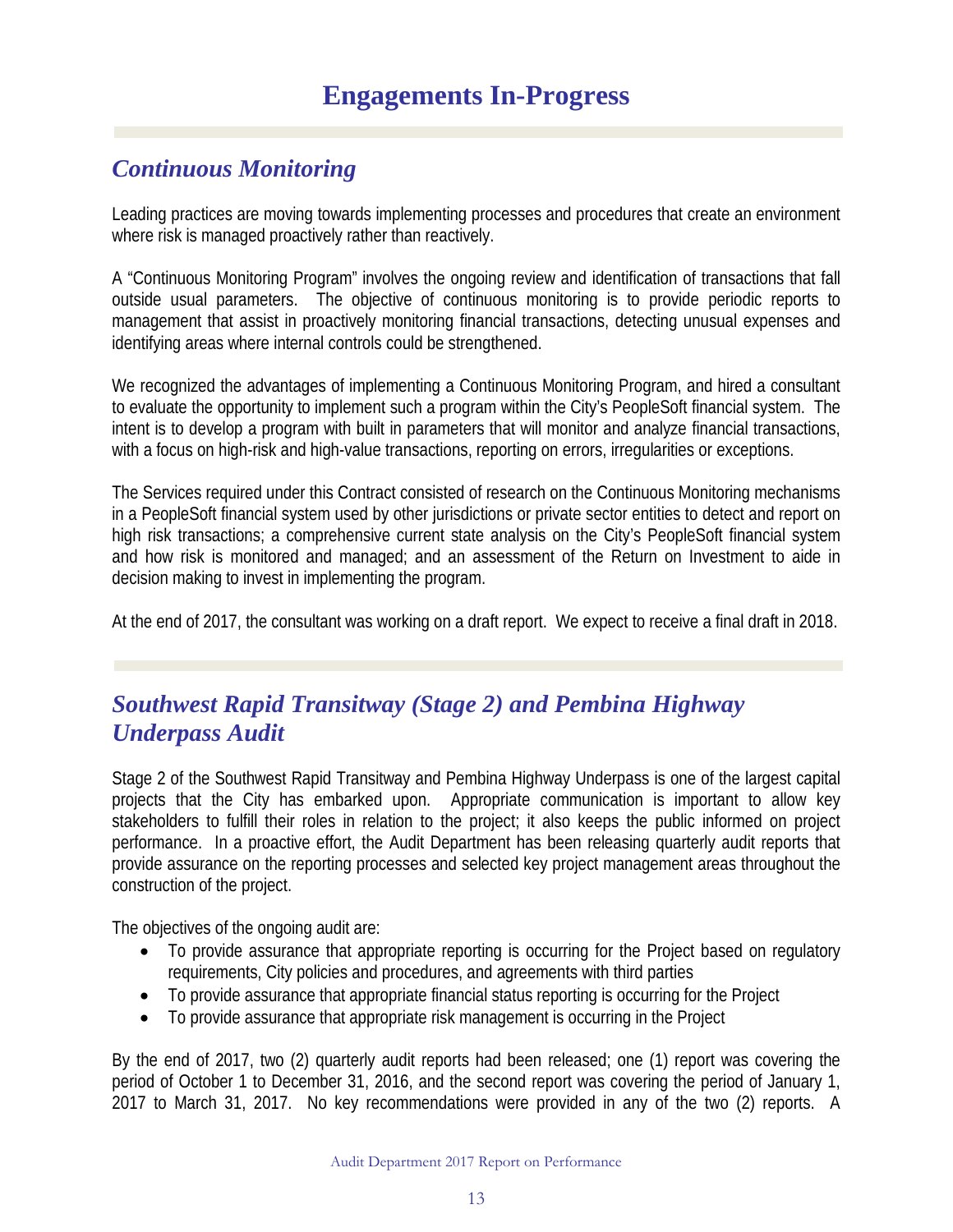# Engagements In-Progress

## *Continuous Monitoring*

Leading practices are moving towards implementing processes and procedures that create an environment where risk is managed proactively rather than reactively.

A "Continuous Monitoring Program" involves the ongoing review and identification of transactions that fall outside usual parameters. The objective of continuous monitoring is to provide periodic reports to management that assist in proactively monitoring financial transactions, detecting unusual expenses and identifying areas where internal controls could be strengthened.

We recognized the advantages of implementing a Continuous Monitoring Program, and hired a consultant to evaluate the opportunity to implement such a program within the City's PeopleSoft financial system. The intent is to develop a program with built in parameters that will monitor and analyze financial transactions, with a focus on high-risk and high-value transactions, reporting on errors, irregularities or exceptions.

The Services required under this Contract consisted of research on the Continuous Monitoring mechanisms in a PeopleSoft financial system used by other jurisdictions or private sector entities to detect and report on high risk transactions; a comprehensive current state analysis on the City's PeopleSoft financial system and how risk is monitored and managed; and an assessment of the Return on Investment to aide in decision making to invest in implementing the program.

At the end of 2017, the consultant was working on a draft report. We expect to receive a final draft in 2018.

## *Southwest Rapid Transitway (Stage 2) and Pembina Highway Underpass Audit*

Stage 2 of the Southwest Rapid Transitway and Pembina Highway Underpass is one of the largest capital projects that the City has embarked upon. Appropriate communication is important to allow key stakeholders to fulfill their roles in relation to the project; it also keeps the public informed on project performance. In a proactive effort, the Audit Department has been releasing quarterly audit reports that provide assurance on the reporting processes and selected key project management areas throughout the construction of the project.

The objectives of the ongoing audit are:

- To provide assurance that appropriate reporting is occurring for the Project based on regulatory requirements, City policies and procedures, and agreements with third parties
- To provide assurance that appropriate financial status reporting is occurring for the Project
- To provide assurance that appropriate risk management is occurring in the Project

By the end of 2017, two (2) quarterly audit reports had been released; one (1) report was covering the period of October 1 to December 31, 2016, and the second report was covering the period of January 1, 2017 to March 31, 2017. No key recommendations were provided in any of the two (2) reports. A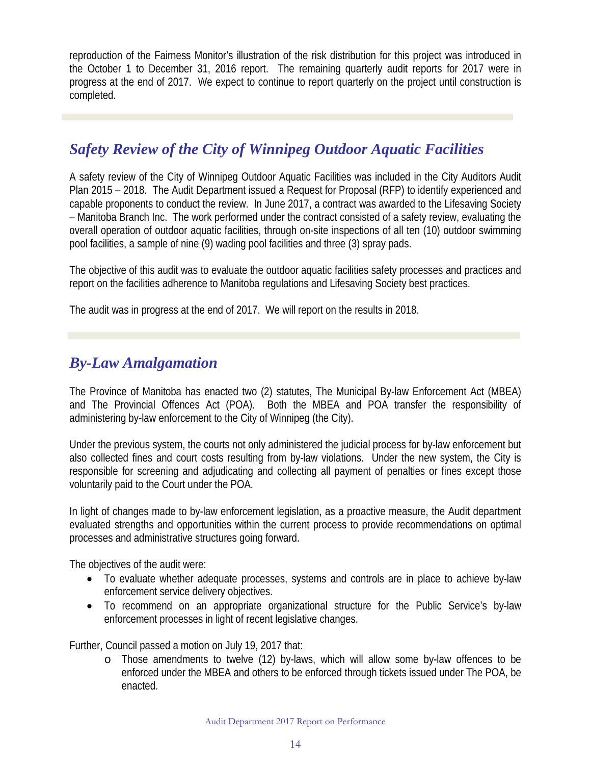reproduction of the Fairness Monitor's illustration of the risk distribution for this project was introduced in the October 1 to December 31, 2016 report. The remaining quarterly audit reports for 2017 were in progress at the end of 2017. We expect to continue to report quarterly on the project until construction is completed.

## *Safety Review of the City of Winnipeg Outdoor Aquatic Facilities*

A safety review of the City of Winnipeg Outdoor Aquatic Facilities was included in the City Auditors Audit Plan 2015 – 2018. The Audit Department issued a Request for Proposal (RFP) to identify experienced and capable proponents to conduct the review. In June 2017, a contract was awarded to the Lifesaving Society – Manitoba Branch Inc. The work performed under the contract consisted of a safety review, evaluating the overall operation of outdoor aquatic facilities, through on-site inspections of all ten (10) outdoor swimming pool facilities, a sample of nine (9) wading pool facilities and three (3) spray pads.

The objective of this audit was to evaluate the outdoor aquatic facilities safety processes and practices and report on the facilities adherence to Manitoba regulations and Lifesaving Society best practices.

The audit was in progress at the end of 2017. We will report on the results in 2018.

## *By-Law Amalgamation*

The Province of Manitoba has enacted two (2) statutes, The Municipal By-law Enforcement Act (MBEA) and The Provincial Offences Act (POA). Both the MBEA and POA transfer the responsibility of administering by-law enforcement to the City of Winnipeg (the City).

Under the previous system, the courts not only administered the judicial process for by-law enforcement but also collected fines and court costs resulting from by-law violations. Under the new system, the City is responsible for screening and adjudicating and collecting all payment of penalties or fines except those voluntarily paid to the Court under the POA.

In light of changes made to by-law enforcement legislation, as a proactive measure, the Audit department evaluated strengths and opportunities within the current process to provide recommendations on optimal processes and administrative structures going forward.

The objectives of the audit were:

- To evaluate whether adequate processes, systems and controls are in place to achieve by-law enforcement service delivery objectives.
- To recommend on an appropriate organizational structure for the Public Service's by-law enforcement processes in light of recent legislative changes.

Further, Council passed a motion on July 19, 2017 that:

- o Those amendments to twelve (12) by-laws, which will allow some by-law offences to be enforced under the MBEA and others to be enforced through tickets issued under The POA, be enacted.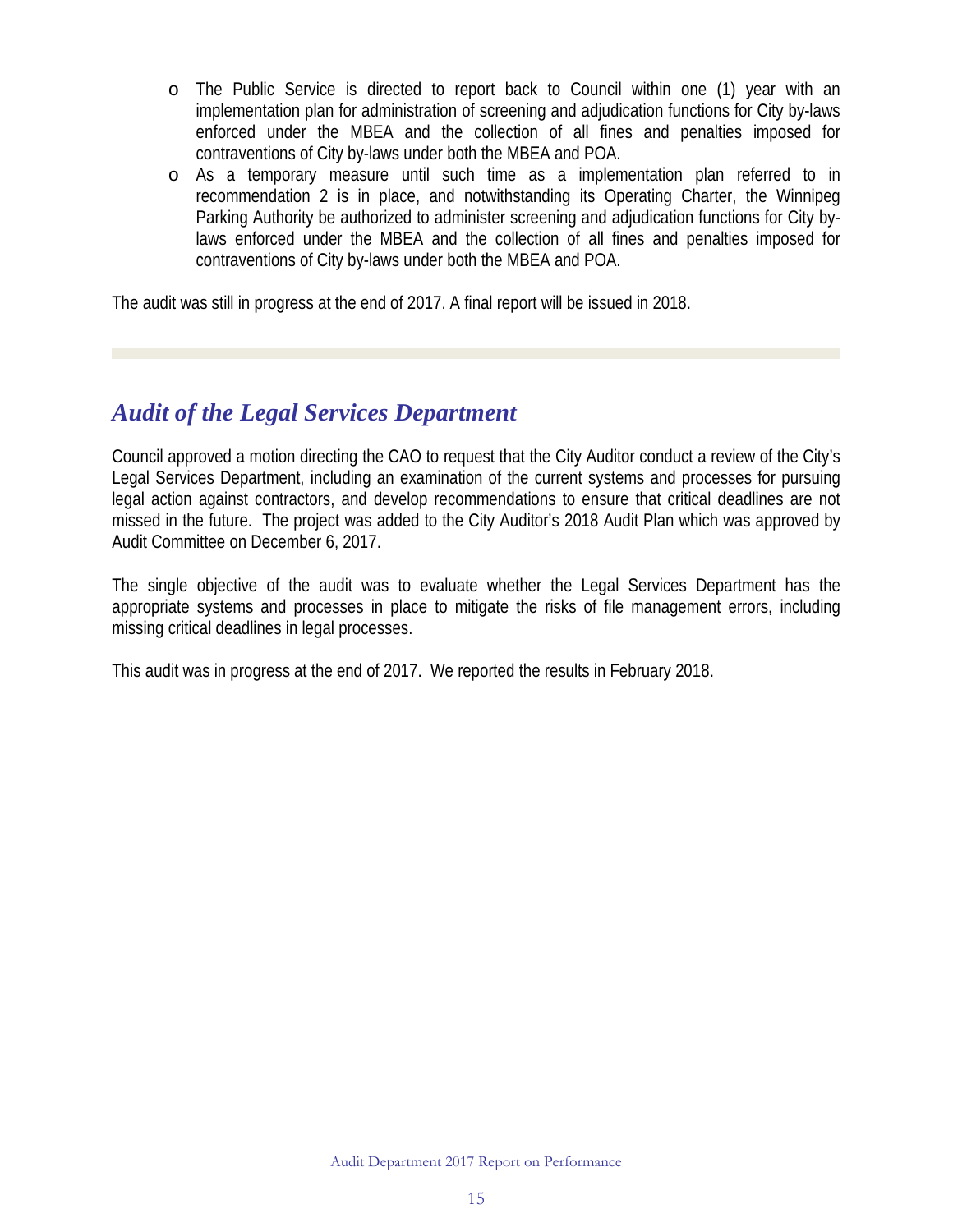- The Public Service is directed to report back to Council within one (1) year with an implementation plan for administration of screening and adjudication functions for City by-laws enforced under the MBEA and the collection of all fines and penalties imposed for contraventions of City by-laws under both the MBEA and POA.
- As a temporary measure until such time as a implementation plan referred to in recommendation 2 is in place, and notwithstanding its Operating Charter, the Winnipeg Parking Authority be authorized to administer screening and adjudication functions for City by-laws enforced under the MBEA and the collection of all fines and penalties imposed for contraventions of City by-laws under both the MBEA and POA.

The audit was still in progress at the end of 2017. A final report will be issued in 2018.

## *Audit of the Legal Services Department*

Council approved a motion directing the CAO to request that the City Auditor conduct a review of the City's Legal Services Department, including an examination of the current systems and processes for pursuing legal action against contractors, and develop recommendations to ensure that critical deadlines are not missed in the future. The project was added to the City Auditor's 2018 Audit Plan which was approved by Audit Committee on December 6, 2017.

The single objective of the audit was to evaluate whether the Legal Services Department has the appropriate systems and processes in place to mitigate the risks of file management errors, including missing critical deadlines in legal processes.

This audit was in progress at the end of 2017. We reported the results in February 2018.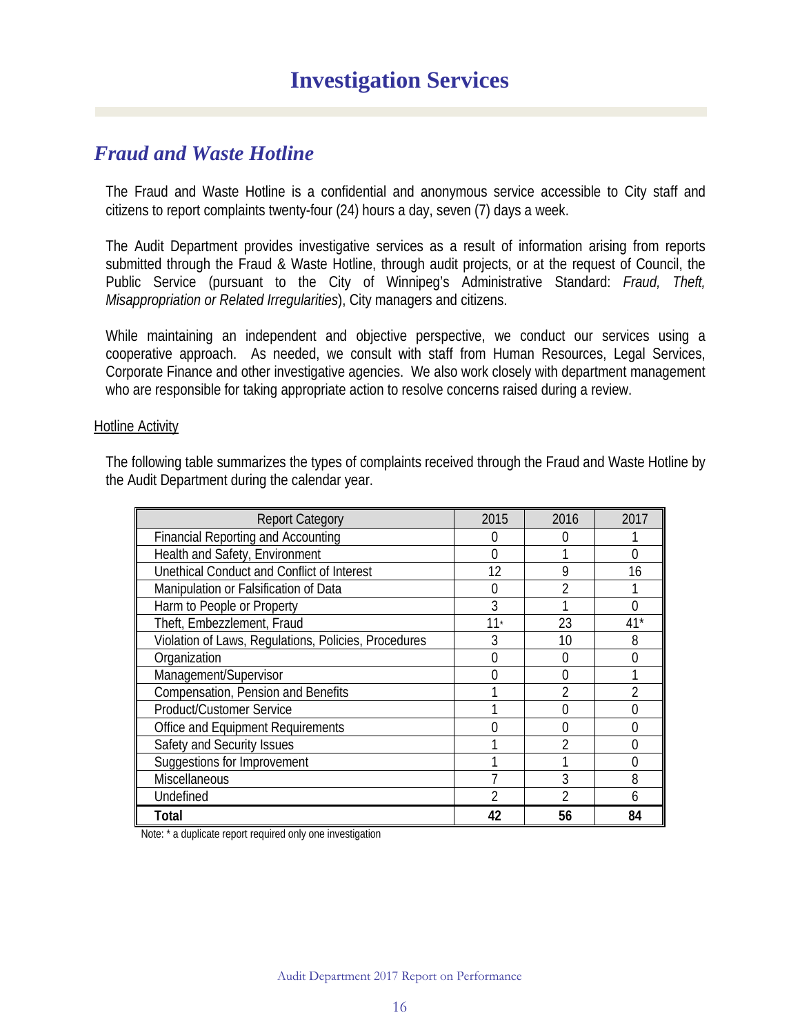# Investigation Services

## *Fraud and Waste Hotline*

The Fraud and Waste Hotline is a confidential and anonymous service accessible to City staff and citizens to report complaints twenty-four (24) hours a day, seven (7) days a week.

The Audit Department provides investigative services as a result of information arising from reports submitted through the Fraud & Waste Hotline, through audit projects, or at the request of Council, the Public Service (pursuant to the City of Winnipeg's Administrative Standard: *Fraud, Theft, Misappropriation or Related Irregularities*), City managers and citizens.

While maintaining an independent and objective perspective, we conduct our services using a cooperative approach. As needed, we consult with staff from Human Resources, Legal Services, Corporate Finance and other investigative agencies. We also work closely with department management who are responsible for taking appropriate action to resolve concerns raised during a review.

<u>Hotline Activity</u>

The following table summarizes the types of complaints received through the Fraud and Waste Hotline by the Audit Department during the calendar year.

| Report Category | 2015 | 2016 | 2017 |
|---|---|---|---|
| Financial Reporting and Accounting | 0 | 0 | 1 |
| Health and Safety, Environment | 0 | 1 | 0 |
| Unethical Conduct and Conflict of Interest | 12 | 9 | 16 |
| Manipulation or Falsification of Data | 0 | 2 | 1 |
| Harm to People or Property | 3 | 1 | 0 |
| Theft, Embezzlement, Fraud | 11* | 23 | 41* |
| Violation of Laws, Regulations, Policies, Procedures | 3 | 10 | 8 |
| Organization | 0 | 0 | 0 |
| Management/Supervisor | 0 | 0 | 1 |
| Compensation, Pension and Benefits | 1 | 2 | 2 |
| Product/Customer Service | 1 | 0 | 0 |
| Office and Equipment Requirements | 0 | 0 | 0 |
| Safety and Security Issues | 1 | 2 | 0 |
| Suggestions for Improvement | 1 | 1 | 0 |
| Miscellaneous | 7 | 3 | 8 |
| Undefined | 2 | 2 | 6 |
| **Total** | **42** | **56** | **84** |

Note: * a duplicate report required only one investigation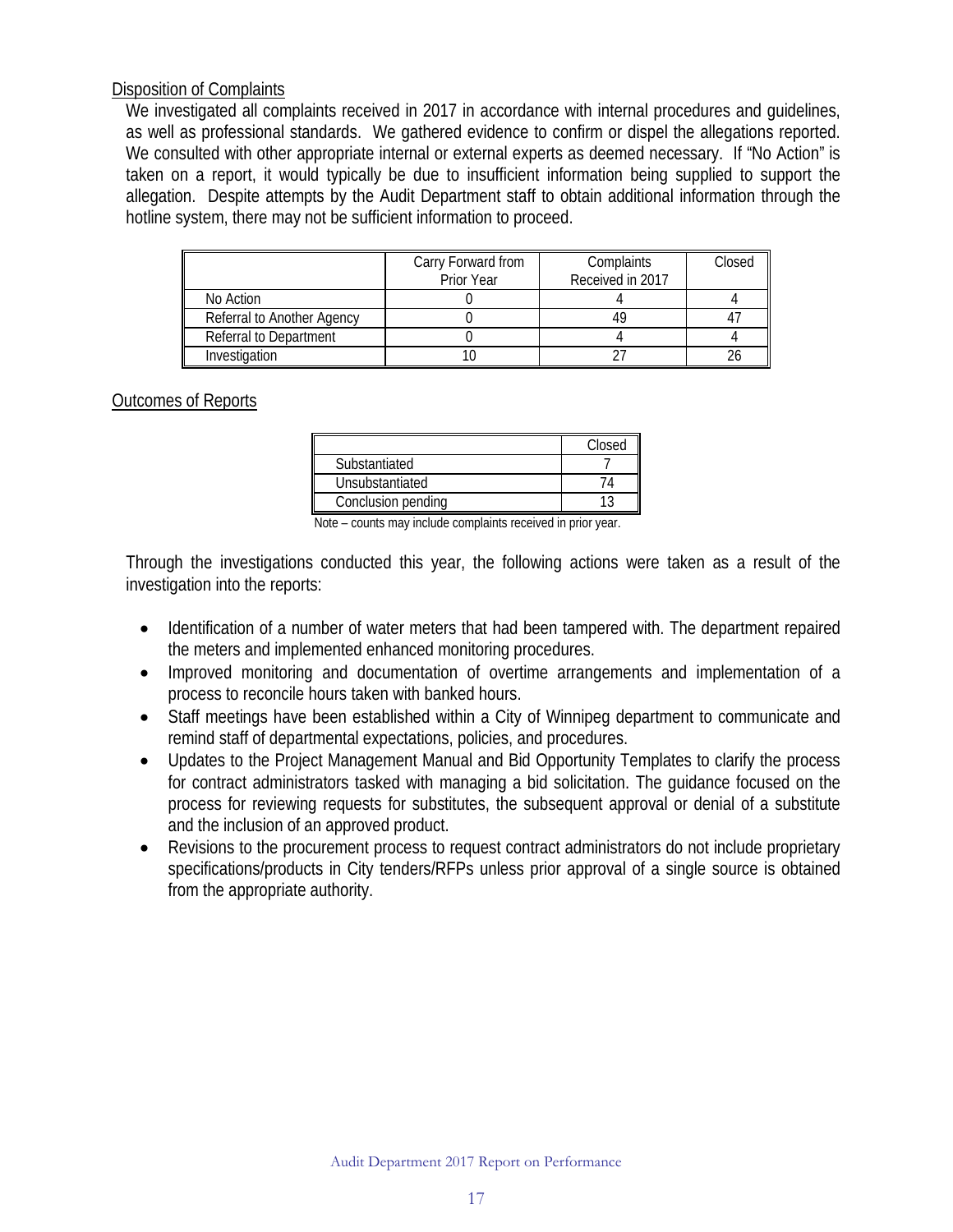Disposition of Complaints

We investigated all complaints received in 2017 in accordance with internal procedures and guidelines, as well as professional standards. We gathered evidence to confirm or dispel the allegations reported. We consulted with other appropriate internal or external experts as deemed necessary. If "No Action" is taken on a report, it would typically be due to insufficient information being supplied to support the allegation. Despite attempts by the Audit Department staff to obtain additional information through the hotline system, there may not be sufficient information to proceed.

| | Carry Forward from Prior Year | Complaints Received in 2017 | Closed |
|---|---|---|---|
| No Action | 0 | 4 | 4 |
| Referral to Another Agency | 0 | 49 | 47 |
| Referral to Department | 0 | 4 | 4 |
| Investigation | 10 | 27 | 26 |

Outcomes of Reports

| | Closed |
|---|---|
| Substantiated | 7 |
| Unsubstantiated | 74 |
| Conclusion pending | 13 |

Note – counts may include complaints received in prior year.

Through the investigations conducted this year, the following actions were taken as a result of the investigation into the reports:

- Identification of a number of water meters that had been tampered with. The department repaired the meters and implemented enhanced monitoring procedures.
- Improved monitoring and documentation of overtime arrangements and implementation of a process to reconcile hours taken with banked hours.
- Staff meetings have been established within a City of Winnipeg department to communicate and remind staff of departmental expectations, policies, and procedures.
- Updates to the Project Management Manual and Bid Opportunity Templates to clarify the process for contract administrators tasked with managing a bid solicitation. The guidance focused on the process for reviewing requests for substitutes, the subsequent approval or denial of a substitute and the inclusion of an approved product.
- Revisions to the procurement process to request contract administrators do not include proprietary specifications/products in City tenders/RFPs unless prior approval of a single source is obtained from the appropriate authority.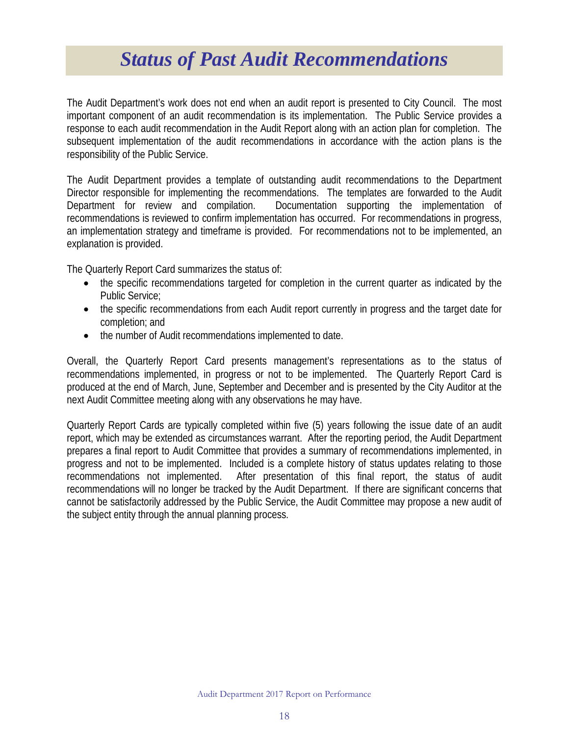# *Status of Past Audit Recommendations*

The Audit Department's work does not end when an audit report is presented to City Council. The most important component of an audit recommendation is its implementation. The Public Service provides a response to each audit recommendation in the Audit Report along with an action plan for completion. The subsequent implementation of the audit recommendations in accordance with the action plans is the responsibility of the Public Service.

The Audit Department provides a template of outstanding audit recommendations to the Department Director responsible for implementing the recommendations. The templates are forwarded to the Audit Department for review and compilation. Documentation supporting the implementation of recommendations is reviewed to confirm implementation has occurred. For recommendations in progress, an implementation strategy and timeframe is provided. For recommendations not to be implemented, an explanation is provided.

The Quarterly Report Card summarizes the status of:

- the specific recommendations targeted for completion in the current quarter as indicated by the Public Service;
- the specific recommendations from each Audit report currently in progress and the target date for completion; and
- the number of Audit recommendations implemented to date.

Overall, the Quarterly Report Card presents management's representations as to the status of recommendations implemented, in progress or not to be implemented. The Quarterly Report Card is produced at the end of March, June, September and December and is presented by the City Auditor at the next Audit Committee meeting along with any observations he may have.

Quarterly Report Cards are typically completed within five (5) years following the issue date of an audit report, which may be extended as circumstances warrant. After the reporting period, the Audit Department prepares a final report to Audit Committee that provides a summary of recommendations implemented, in progress and not to be implemented. Included is a complete history of status updates relating to those recommendations not implemented. After presentation of this final report, the status of audit recommendations will no longer be tracked by the Audit Department. If there are significant concerns that cannot be satisfactorily addressed by the Public Service, the Audit Committee may propose a new audit of the subject entity through the annual planning process.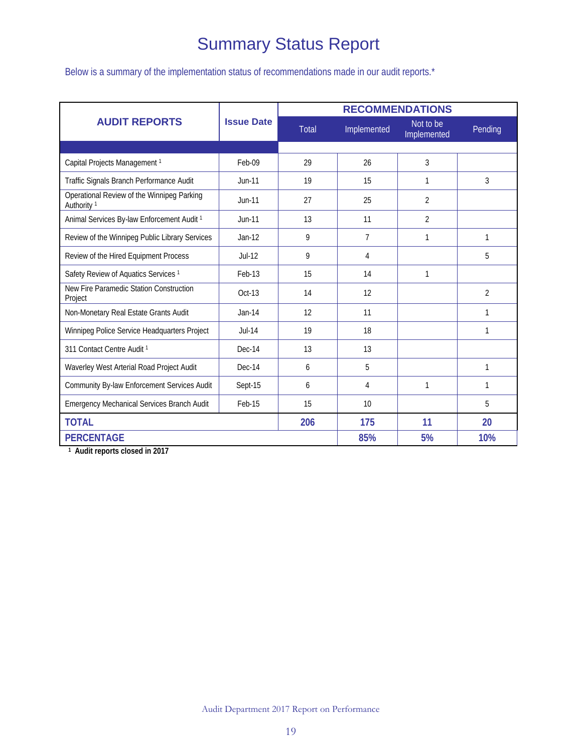# Summary Status Report

Below is a summary of the implementation status of recommendations made in our audit reports.*

| AUDIT REPORTS | Issue Date | RECOMMENDATIONS | | | |
|---|---|---|---|---|---|
| | | Total | Implemented | Not to be Implemented | Pending |
| Capital Projects Management [1] | Feb-09 | 29 | 26 | 3 | |
| Traffic Signals Branch Performance Audit | Jun-11 | 19 | 15 | 1 | 3 |
| Operational Review of the Winnipeg Parking Authority [1] | Jun-11 | 27 | 25 | 2 | |
| Animal Services By-law Enforcement Audit [1] | Jun-11 | 13 | 11 | 2 | |
| Review of the Winnipeg Public Library Services | Jan-12 | 9 | 7 | 1 | 1 |
| Review of the Hired Equipment Process | Jul-12 | 9 | 4 | | 5 |
| Safety Review of Aquatics Services [1] | Feb-13 | 15 | 14 | 1 | |
| New Fire Paramedic Station Construction Project | Oct-13 | 14 | 12 | | 2 |
| Non-Monetary Real Estate Grants Audit | Jan-14 | 12 | 11 | | 1 |
| Winnipeg Police Service Headquarters Project | Jul-14 | 19 | 18 | | 1 |
| 311 Contact Centre Audit [1] | Dec-14 | 13 | 13 | | |
| Waverley West Arterial Road Project Audit | Dec-14 | 6 | 5 | | 1 |
| Community By-law Enforcement Services Audit | Sept-15 | 6 | 4 | 1 | 1 |
| Emergency Mechanical Services Branch Audit | Feb-15 | 15 | 10 | | 5 |
| **TOTAL** | | **206** | **175** | **11** | **20** |
| **PERCENTAGE** | | | **85%** | **5%** | **10%** |

[1] **Audit reports closed in 2017**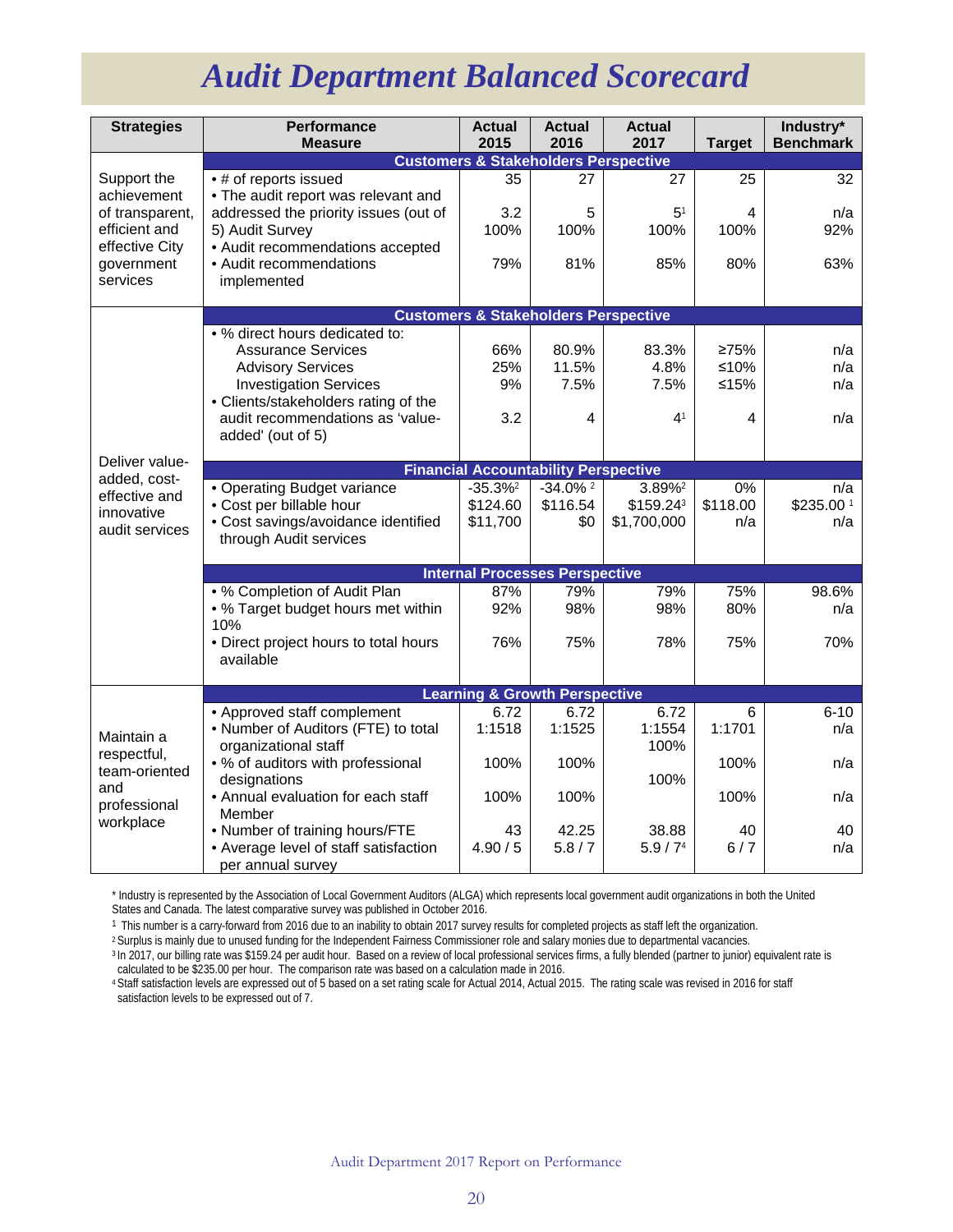# Audit Department Balanced Scorecard

| Strategies | Performance Measure | Actual 2015 | Actual 2016 | Actual 2017 | Target | Industry* Benchmark |
|---|---|---|---|---|---|---|
| | **Customers & Stakeholders Perspective** | | | | | |
| Support the achievement of transparent, efficient and effective City government services | • # of reports issued | 35 | 27 | 27 | 25 | 32 |
| | • The audit report was relevant and addressed the priority issues (out of 5) Audit Survey | 3.2 | 5 | 5[1] | 4 | n/a |
| | • Audit recommendations accepted | 100% | 100% | 100% | 100% | 92% |
| | • Audit recommendations implemented | 79% | 81% | 85% | 80% | 63% |
| | **Customers & Stakeholders Perspective** | | | | | |
| Deliver value-added, cost-effective and innovative audit services | • % direct hours dedicated to: | | | | | |
| | Assurance Services | 66% | 80.9% | 83.3% | ≥75% | n/a |
| | Advisory Services | 25% | 11.5% | 4.8% | ≤10% | n/a |
| | Investigation Services | 9% | 7.5% | 7.5% | ≤15% | n/a |
| | • Clients/stakeholders rating of the audit recommendations as 'value-added' (out of 5) | 3.2 | 4 | 4[1] | 4 | n/a |
| | **Financial Accountability Perspective** | | | | | |
| | • Operating Budget variance | -35.3%[2] | -34.0% [2] | 3.89%[2] | 0% | n/a |
| | • Cost per billable hour | $124.60 | $116.54 | $159.24[3] | $118.00 | $235.00 [1] |
| | • Cost savings/avoidance identified through Audit services | $11,700 | $0 | $1,700,000 | n/a | n/a |
| | **Internal Processes Perspective** | | | | | |
| | • % Completion of Audit Plan | 87% | 79% | 79% | 75% | 98.6% |
| | • % Target budget hours met within 10% | 92% | 98% | 98% | 80% | n/a |
| | • Direct project hours to total hours available | 76% | 75% | 78% | 75% | 70% |
| | **Learning & Growth Perspective** | | | | | |
| Maintain a respectful, team-oriented and professional workplace | • Approved staff complement | 6.72 | 6.72 | 6.72 | 6 | 6-10 |
| | • Number of Auditors (FTE) to total organizational staff | 1:1518 | 1:1525 | 1:1554 | 1:1701 | n/a |
| | • % of auditors with professional designations | 100% | 100% | 100% | 100% | n/a |
| | • Annual evaluation for each staff Member | 100% | 100% | 100% | 100% | n/a |
| | • Number of training hours/FTE | 43 | 42.25 | 38.88 | 40 | 40 |
| | • Average level of staff satisfaction per annual survey | 4.90 / 5 | 5.8 / 7 | 5.9 / 7[4] | 6 / 7 | n/a |

\* Industry is represented by the Association of Local Government Auditors (ALGA) which represents local government audit organizations in both the United States and Canada. The latest comparative survey was published in October 2016.

[1] This number is a carry-forward from 2016 due to an inability to obtain 2017 survey results for completed projects as staff left the organization.

[2] Surplus is mainly due to unused funding for the Independent Fairness Commissioner role and salary monies due to departmental vacancies.

[3] In 2017, our billing rate was $159.24 per audit hour. Based on a review of local professional services firms, a fully blended (partner to junior) equivalent rate is calculated to be $235.00 per hour. The comparison rate was based on a calculation made in 2016.

[4] Staff satisfaction levels are expressed out of 5 based on a set rating scale for Actual 2014, Actual 2015. The rating scale was revised in 2016 for staff satisfaction levels to be expressed out of 7.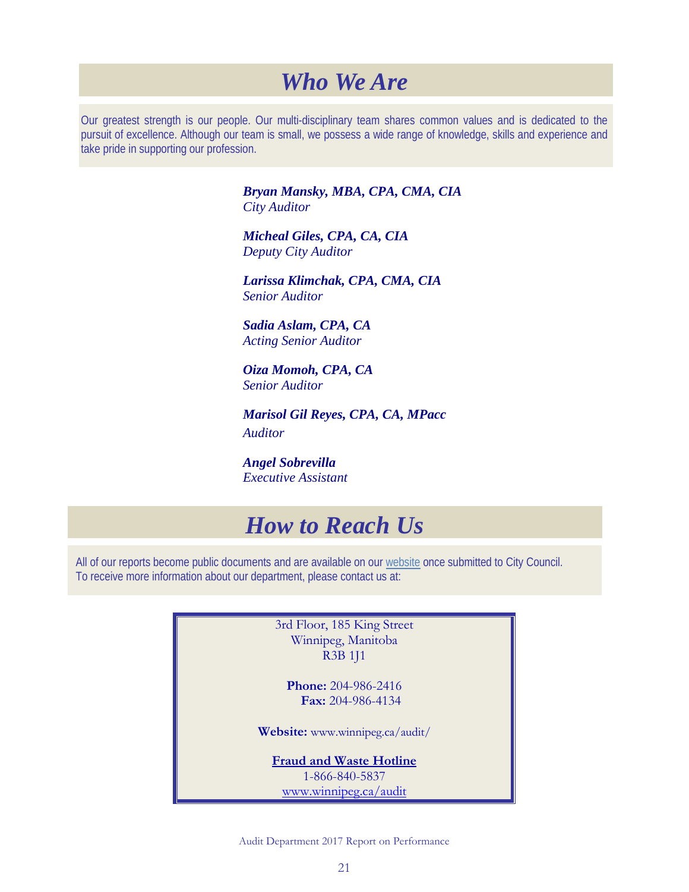# *Who We Are*

Our greatest strength is our people. Our multi-disciplinary team shares common values and is dedicated to the pursuit of excellence. Although our team is small, we possess a wide range of knowledge, skills and experience and take pride in supporting our profession.

***Bryan Mansky, MBA, CPA, CMA, CIA***
*City Auditor*

***Micheal Giles, CPA, CA, CIA***
*Deputy City Auditor*

***Larissa Klimchak, CPA, CMA, CIA***
*Senior Auditor*

***Sadia Aslam, CPA, CA***
*Acting Senior Auditor*

***Oiza Momoh, CPA, CA***
*Senior Auditor*

***Marisol Gil Reyes, CPA, CA, MPacc***
*Auditor*

***Angel Sobrevilla***
*Executive Assistant*

# *How to Reach Us*

All of our reports become public documents and are available on our website once submitted to City Council. To receive more information about our department, please contact us at:

3rd Floor, 185 King Street
Winnipeg, Manitoba
R3B 1J1

**Phone:** 204-986-2416
**Fax:** 204-986-4134

**Website:** www.winnipeg.ca/audit/

**Fraud and Waste Hotline**
1-866-840-5837
www.winnipeg.ca/audit